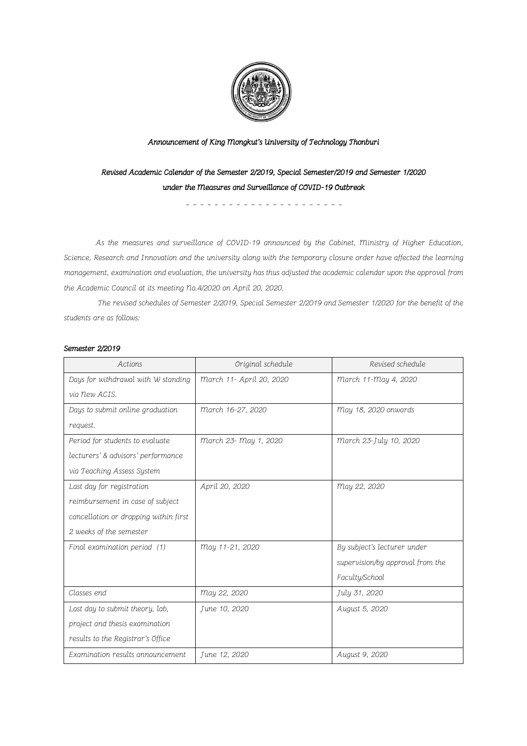*Announcement of King Mongkut's University of Technology Thonburi*

*Revised Academic Calendar of the Semester 2/2019, Special Semester/2019 and Semester 1/2020 under the Measures and Surveillance of COVID-19 Outbreak*

\- - - - - - - - - - - - - - - - - - - - -

*As the measures and surveillance of COVID-19 announced by the Cabinet, Ministry of Higher Education, Science, Research and Innovation and the university along with the temporary closure order have affected the learning management, examination and evaluation, the university has thus adjusted the academic calendar upon the approval from the Academic Council at its meeting No.4/2020 on April 20, 2020.*

*The revised schedules of Semester 2/2019, Special Semester 2/2019 and Semester 1/2020 for the benefit of the students are as follows:*

***Semester 2/2019***

| Actions | Original schedule | Revised schedule |
|---|---|---|
| Days for withdrawal with W standing via New ACIS. | March 11- April 20, 2020 | March 11-May 4, 2020 |
| Days to submit online graduation request. | March 16-27, 2020 | May 18, 2020 onwards |
| Period for students to evaluate lecturers' & advisors' performance via Teaching Assess System | March 23- May 1, 2020 | March 23-July 10, 2020 |
| Last day for registration reimbursement in case of subject cancellation or dropping within first 2 weeks of the semester | April 20, 2020 | May 22, 2020 |
| Final examination period (1) | May 11-21, 2020 | By subject's lecturer under supervision/by approval from the Faculty/School |
| Classes end | May 22, 2020 | July 31, 2020 |
| Last day to submit theory, lab, project and thesis examination results to the Registrar's Office | June 10, 2020 | August 5, 2020 |
| Examination results announcement | June 12, 2020 | August 9, 2020 |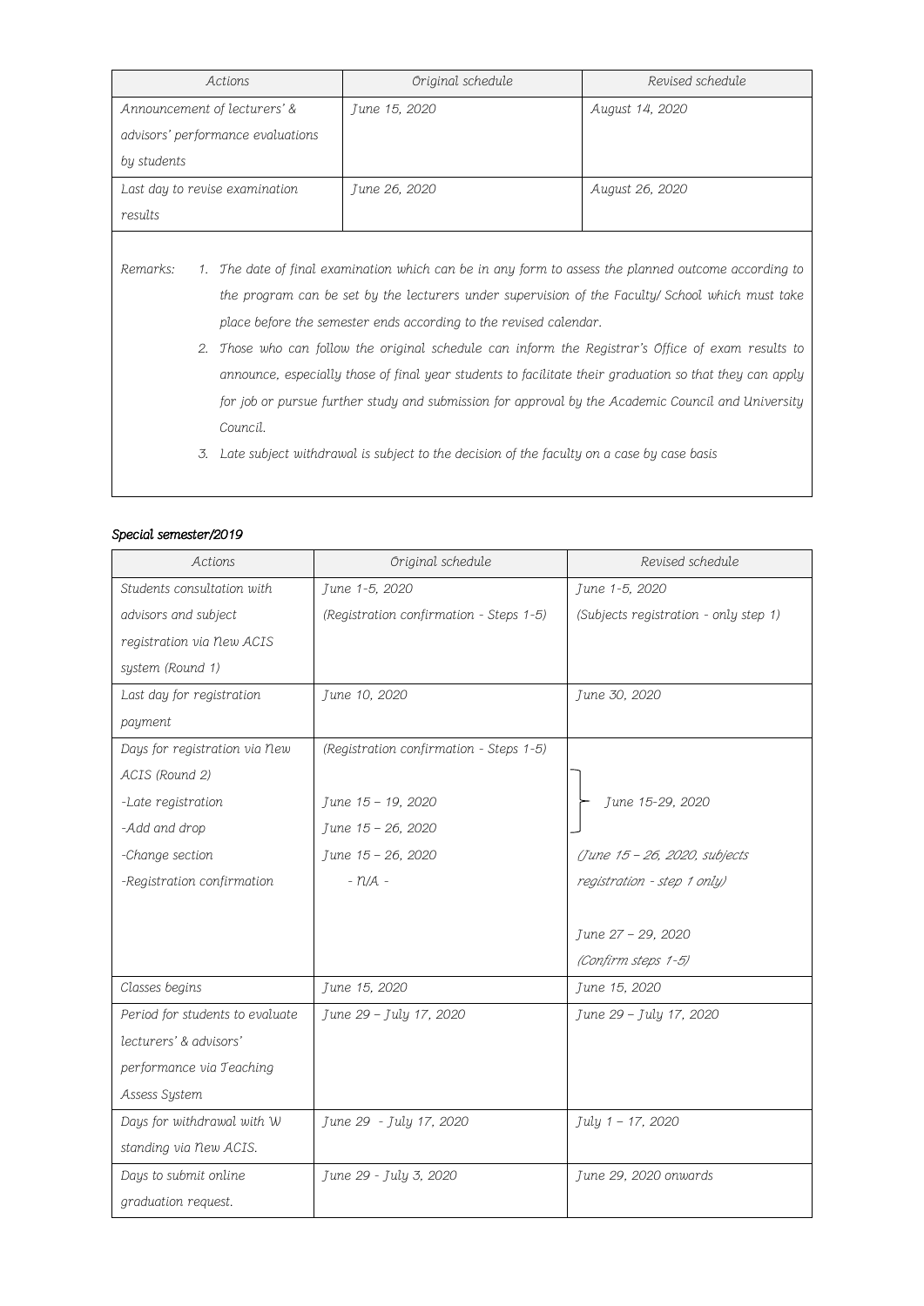| Actions | Original schedule | Revised schedule |
|---|---|---|
| Announcement of lecturers' & advisors' performance evaluations by students | June 15, 2020 | August 14, 2020 |
| Last day to revise examination results | June 26, 2020 | August 26, 2020 |

*Remarks:*

1. *The date of final examination which can be in any form to assess the planned outcome according to the program can be set by the lecturers under supervision of the Faculty/ School which must take place before the semester ends according to the revised calendar.*
2. *Those who can follow the original schedule can inform the Registrar's Office of exam results to announce, especially those of final year students to facilitate their graduation so that they can apply for job or pursue further study and submission for approval by the Academic Council and University Council.*
3. *Late subject withdrawal is subject to the decision of the faculty on a case by case basis*

***Special semester/2019***

| Actions | Original schedule | Revised schedule |
|---|---|---|
| Students consultation with advisors and subject registration via New ACIS system (Round 1) | June 1-5, 2020 (Registration confirmation - Steps 1-5) | June 1-5, 2020 (Subjects registration - only step 1) |
| Last day for registration payment | June 10, 2020 | June 30, 2020 |
| Days for registration via New ACIS (Round 2) | (Registration confirmation - Steps 1-5) | |
| -Late registration | June 15 – 19, 2020 | June 15-29, 2020 |
| -Add and drop | June 15 – 26, 2020 | |
| -Change section | June 15 – 26, 2020 | (June 15 – 26, 2020, subjects registration - step 1 only) |
| -Registration confirmation | - N/A - | June 27 – 29, 2020 (Confirm steps 1-5) |
| Classes begins | June 15, 2020 | June 15, 2020 |
| Period for students to evaluate lecturers' & advisors' performance via Teaching Assess System | June 29 – July 17, 2020 | June 29 – July 17, 2020 |
| Days for withdrawal with W standing via New ACIS. | June 29 - July 17, 2020 | July 1 – 17, 2020 |
| Days to submit online graduation request. | June 29 - July 3, 2020 | June 29, 2020 onwards |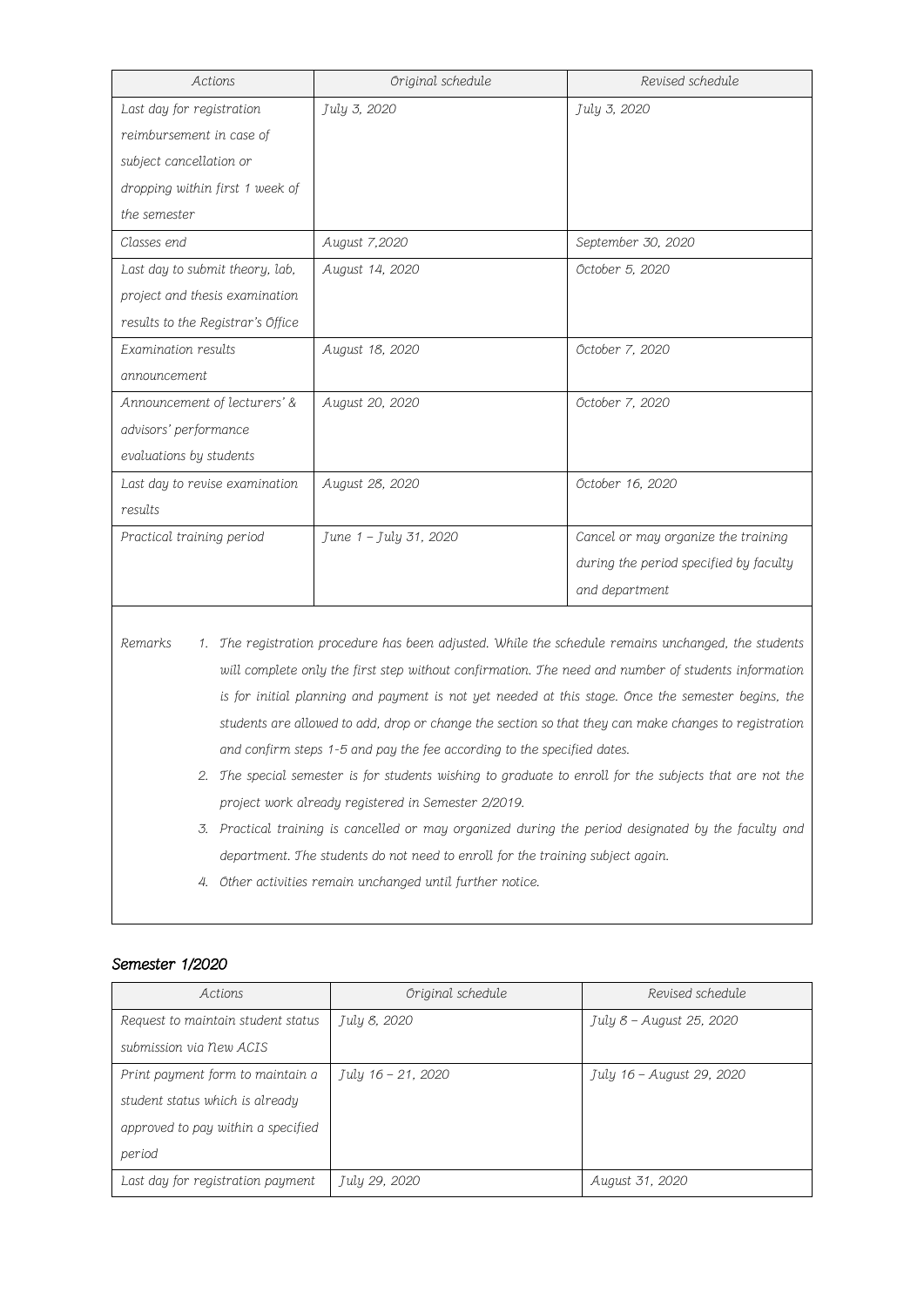| Actions | Original schedule | Revised schedule |
|---|---|---|
| Last day for registration reimbursement in case of subject cancellation or dropping within first 1 week of the semester | July 3, 2020 | July 3, 2020 |
| Classes end | August 7,2020 | September 30, 2020 |
| Last day to submit theory, lab, project and thesis examination results to the Registrar's Office | August 14, 2020 | October 5, 2020 |
| Examination results announcement | August 18, 2020 | October 7, 2020 |
| Announcement of lecturers' & advisors' performance evaluations by students | August 20, 2020 | October 7, 2020 |
| Last day to revise examination results | August 28, 2020 | October 16, 2020 |
| Practical training period | June 1 – July 31, 2020 | Cancel or may organize the training during the period specified by faculty and department |

Remarks

1. The registration procedure has been adjusted. While the schedule remains unchanged, the students will complete only the first step without confirmation. The need and number of students information is for initial planning and payment is not yet needed at this stage. Once the semester begins, the students are allowed to add, drop or change the section so that they can make changes to registration and confirm steps 1-5 and pay the fee according to the specified dates.
2. The special semester is for students wishing to graduate to enroll for the subjects that are not the project work already registered in Semester 2/2019.
3. Practical training is cancelled or may organized during the period designated by the faculty and department. The students do not need to enroll for the training subject again.
4. Other activities remain unchanged until further notice.

## Semester 1/2020

| Actions | Original schedule | Revised schedule |
|---|---|---|
| Request to maintain student status submission via New ACIS | July 8, 2020 | July 8 – August 25, 2020 |
| Print payment form to maintain a student status which is already approved to pay within a specified period | July 16 – 21, 2020 | July 16 – August 29, 2020 |
| Last day for registration payment | July 29, 2020 | August 31, 2020 |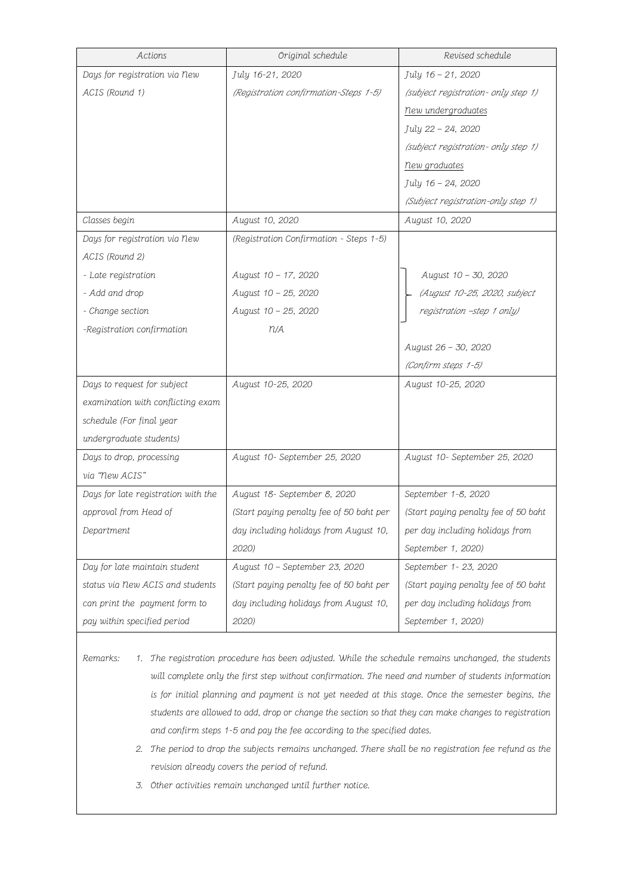| Actions | Original schedule | Revised schedule |
|---|---|---|
| Days for registration via New ACIS (Round 1) | July 16-21, 2020<br>(Registration confirmation-Steps 1-5) | July 16 – 21, 2020<br>(subject registration- only step 1)<br>New undergraduates<br>July 22 – 24, 2020<br>(subject registration- only step 1)<br>New graduates<br>July 16 – 24, 2020<br>(Subject registration-only step 1) |
| Classes begin | August 10, 2020 | August 10, 2020 |
| Days for registration via New ACIS (Round 2) | (Registration Confirmation - Steps 1-5) | |
| - Late registration | August 10 – 17, 2020 | August 10 – 30, 2020<br>(August 10-25, 2020, subject registration –step 1 only) |
| - Add and drop | August 10 – 25, 2020 | |
| - Change section | August 10 – 25, 2020 | |
| -Registration confirmation | N/A | August 26 – 30, 2020<br>(Confirm steps 1-5) |
| Days to request for subject examination with conflicting exam schedule (For final year undergraduate students) | August 10-25, 2020 | August 10-25, 2020 |
| Days to drop, processing via "New ACIS" | August 10- September 25, 2020 | August 10- September 25, 2020 |
| Days for late registration with the approval from Head of Department | August 18- September 8, 2020<br>(Start paying penalty fee of 50 baht per day including holidays from August 10, 2020) | September 1-8, 2020<br>(Start paying penalty fee of 50 baht per day including holidays from September 1, 2020) |
| Day for late maintain student status via New ACIS and students can print the payment form to pay within specified period | August 10 – September 23, 2020<br>(Start paying penalty fee of 50 baht per day including holidays from August 10, 2020) | September 1- 23, 2020<br>(Start paying penalty fee of 50 baht per day including holidays from September 1, 2020) |

Remarks:

1. The registration procedure has been adjusted. While the schedule remains unchanged, the students will complete only the first step without confirmation. The need and number of students information is for initial planning and payment is not yet needed at this stage. Once the semester begins, the students are allowed to add, drop or change the section so that they can make changes to registration and confirm steps 1-5 and pay the fee according to the specified dates.
2. The period to drop the subjects remains unchanged. There shall be no registration fee refund as the revision already covers the period of refund.
3. Other activities remain unchanged until further notice.